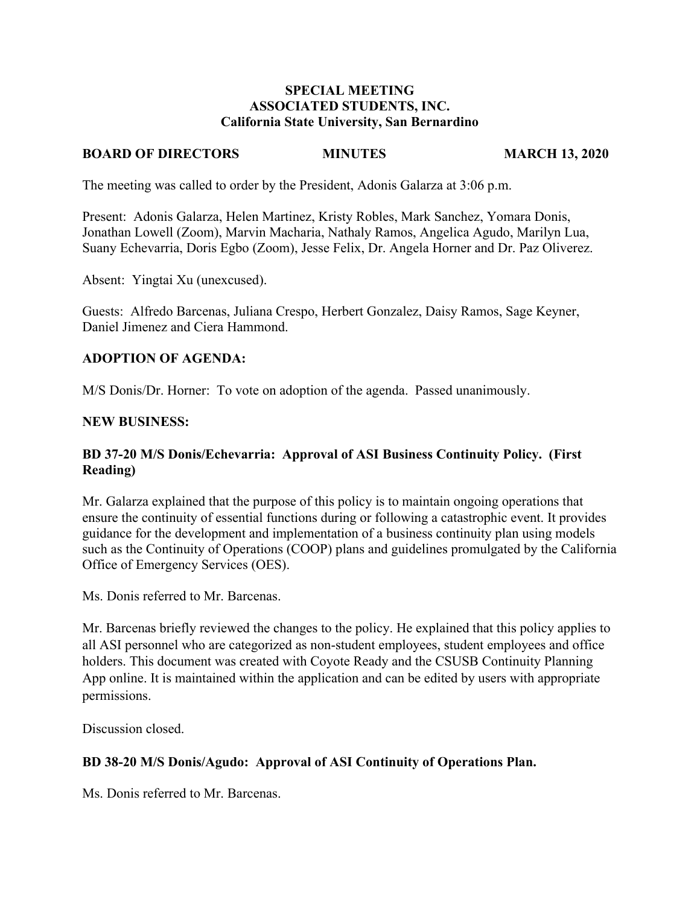**SPECIAL MEETING**
**ASSOCIATED STUDENTS, INC.**
**California State University, San Bernardino**

**BOARD OF DIRECTORS** **MINUTES** **MARCH 13, 2020**

The meeting was called to order by the President, Adonis Galarza at 3:06 p.m.

Present: Adonis Galarza, Helen Martinez, Kristy Robles, Mark Sanchez, Yomara Donis, Jonathan Lowell (Zoom), Marvin Macharia, Nathaly Ramos, Angelica Agudo, Marilyn Lua, Suany Echevarria, Doris Egbo (Zoom), Jesse Felix, Dr. Angela Horner and Dr. Paz Oliverez.

Absent: Yingtai Xu (unexcused).

Guests: Alfredo Barcenas, Juliana Crespo, Herbert Gonzalez, Daisy Ramos, Sage Keyner, Daniel Jimenez and Ciera Hammond.

**ADOPTION OF AGENDA:**

M/S Donis/Dr. Horner: To vote on adoption of the agenda. Passed unanimously.

**NEW BUSINESS:**

**BD 37-20 M/S Donis/Echevarria: Approval of ASI Business Continuity Policy. (First Reading)**

Mr. Galarza explained that the purpose of this policy is to maintain ongoing operations that ensure the continuity of essential functions during or following a catastrophic event. It provides guidance for the development and implementation of a business continuity plan using models such as the Continuity of Operations (COOP) plans and guidelines promulgated by the California Office of Emergency Services (OES).

Ms. Donis referred to Mr. Barcenas.

Mr. Barcenas briefly reviewed the changes to the policy. He explained that this policy applies to all ASI personnel who are categorized as non-student employees, student employees and office holders. This document was created with Coyote Ready and the CSUSB Continuity Planning App online. It is maintained within the application and can be edited by users with appropriate permissions.

Discussion closed.

**BD 38-20 M/S Donis/Agudo: Approval of ASI Continuity of Operations Plan.**

Ms. Donis referred to Mr. Barcenas.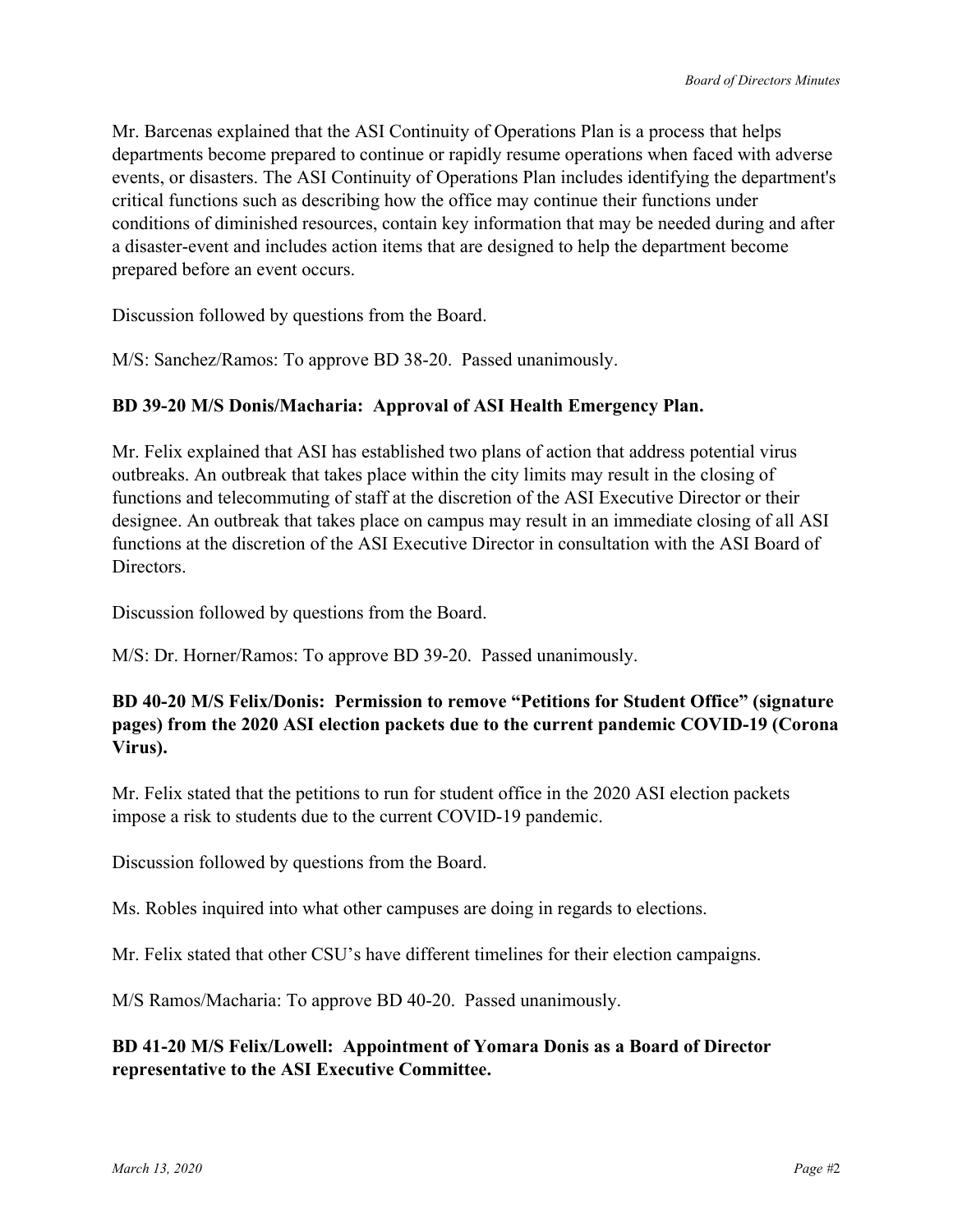Mr. Barcenas explained that the ASI Continuity of Operations Plan is a process that helps departments become prepared to continue or rapidly resume operations when faced with adverse events, or disasters. The ASI Continuity of Operations Plan includes identifying the department's critical functions such as describing how the office may continue their functions under conditions of diminished resources, contain key information that may be needed during and after a disaster-event and includes action items that are designed to help the department become prepared before an event occurs.

Discussion followed by questions from the Board.

M/S: Sanchez/Ramos: To approve BD 38-20. Passed unanimously.

**BD 39-20 M/S Donis/Macharia: Approval of ASI Health Emergency Plan.**

Mr. Felix explained that ASI has established two plans of action that address potential virus outbreaks. An outbreak that takes place within the city limits may result in the closing of functions and telecommuting of staff at the discretion of the ASI Executive Director or their designee. An outbreak that takes place on campus may result in an immediate closing of all ASI functions at the discretion of the ASI Executive Director in consultation with the ASI Board of Directors.

Discussion followed by questions from the Board.

M/S: Dr. Horner/Ramos: To approve BD 39-20. Passed unanimously.

**BD 40-20 M/S Felix/Donis: Permission to remove "Petitions for Student Office" (signature pages) from the 2020 ASI election packets due to the current pandemic COVID-19 (Corona Virus).**

Mr. Felix stated that the petitions to run for student office in the 2020 ASI election packets impose a risk to students due to the current COVID-19 pandemic.

Discussion followed by questions from the Board.

Ms. Robles inquired into what other campuses are doing in regards to elections.

Mr. Felix stated that other CSU's have different timelines for their election campaigns.

M/S Ramos/Macharia: To approve BD 40-20. Passed unanimously.

**BD 41-20 M/S Felix/Lowell: Appointment of Yomara Donis as a Board of Director representative to the ASI Executive Committee.**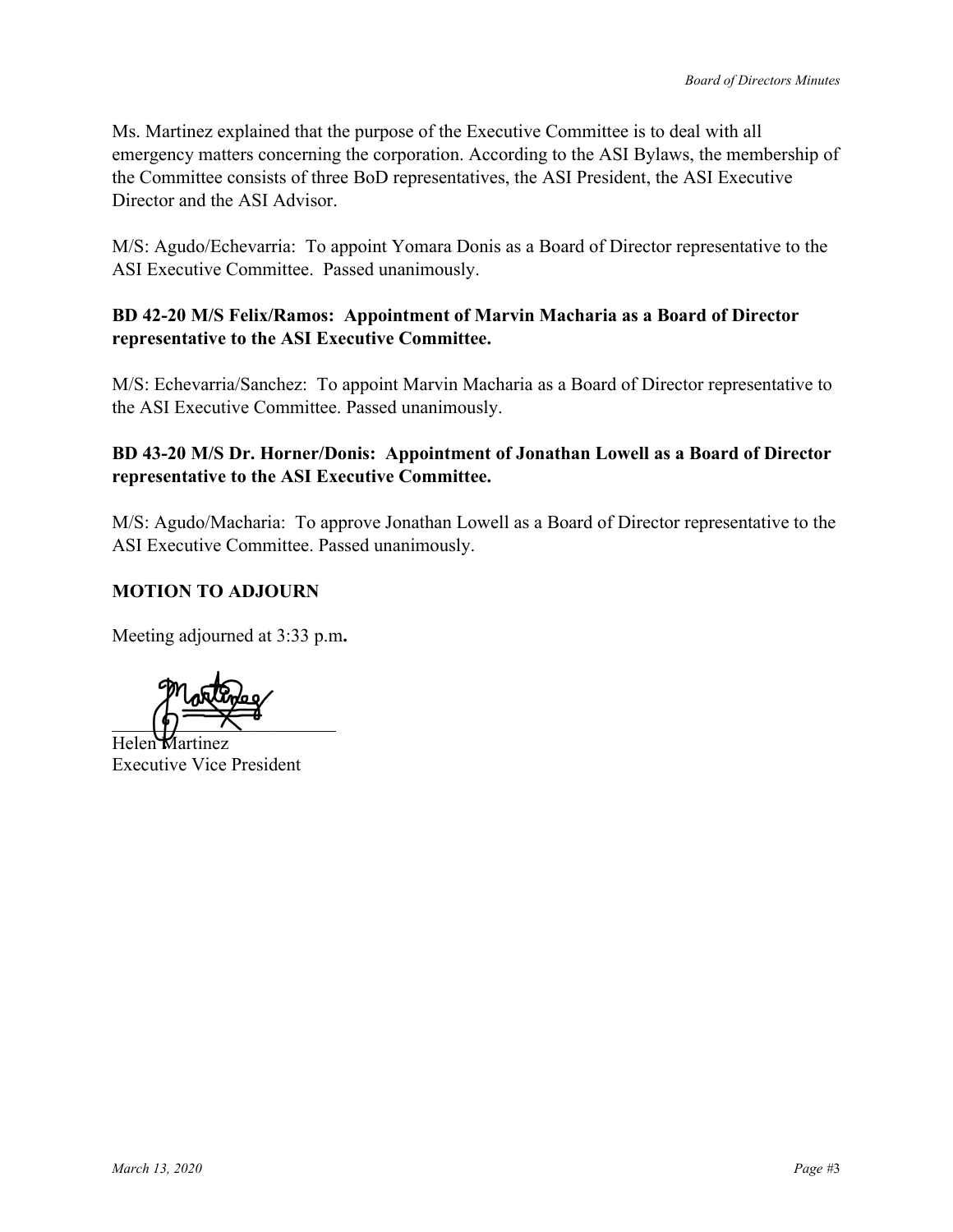Ms. Martinez explained that the purpose of the Executive Committee is to deal with all emergency matters concerning the corporation. According to the ASI Bylaws, the membership of the Committee consists of three BoD representatives, the ASI President, the ASI Executive Director and the ASI Advisor.

M/S: Agudo/Echevarria: To appoint Yomara Donis as a Board of Director representative to the ASI Executive Committee. Passed unanimously.

**BD 42-20 M/S Felix/Ramos: Appointment of Marvin Macharia as a Board of Director representative to the ASI Executive Committee.**

M/S: Echevarria/Sanchez: To appoint Marvin Macharia as a Board of Director representative to the ASI Executive Committee. Passed unanimously.

**BD 43-20 M/S Dr. Horner/Donis: Appointment of Jonathan Lowell as a Board of Director representative to the ASI Executive Committee.**

M/S: Agudo/Macharia: To approve Jonathan Lowell as a Board of Director representative to the ASI Executive Committee. Passed unanimously.

**MOTION TO ADJOURN**

Meeting adjourned at 3:33 p.m**.**

Helen Martinez
Executive Vice President